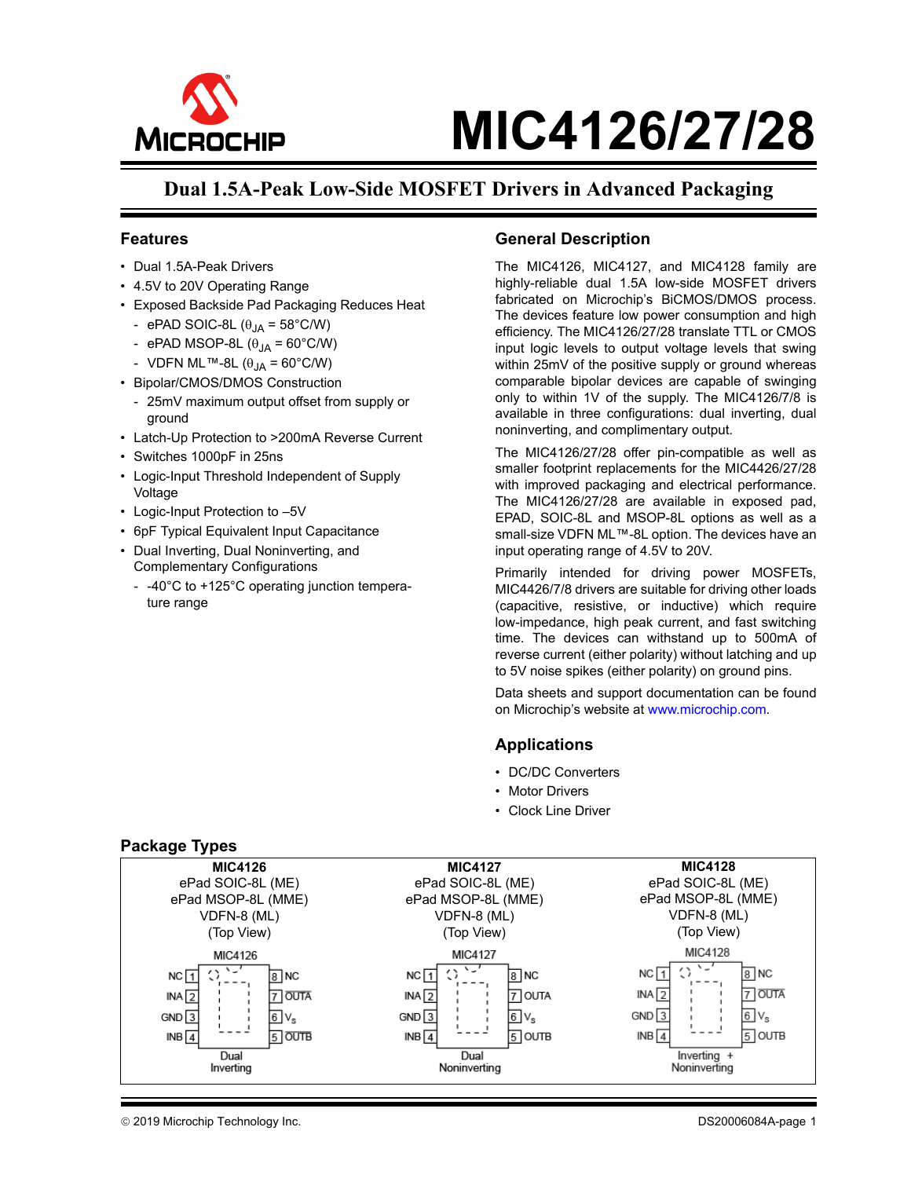# MIC4126/27/28

## Dual 1.5A-Peak Low-Side MOSFET Drivers in Advanced Packaging

### Features

- Dual 1.5A-Peak Drivers
- 4.5V to 20V Operating Range
- Exposed Backside Pad Packaging Reduces Heat
  - ePAD SOIC-8L ($\theta_{JA}$ = 58°C/W)
  - ePAD MSOP-8L ($\theta_{JA}$ = 60°C/W)
  - VDFN ML™-8L ($\theta_{JA}$ = 60°C/W)
- Bipolar/CMOS/DMOS Construction
  - 25mV maximum output offset from supply or ground
- Latch-Up Protection to >200mA Reverse Current
- Switches 1000pF in 25ns
- Logic-Input Threshold Independent of Supply Voltage
- Logic-Input Protection to –5V
- 6pF Typical Equivalent Input Capacitance
- Dual Inverting, Dual Noninverting, and Complementary Configurations
  - -40°C to +125°C operating junction temperature range

### General Description

The MIC4126, MIC4127, and MIC4128 family are highly-reliable dual 1.5A low-side MOSFET drivers fabricated on Microchip's BiCMOS/DMOS process. The devices feature low power consumption and high efficiency. The MIC4126/27/28 translate TTL or CMOS input logic levels to output voltage levels that swing within 25mV of the positive supply or ground whereas comparable bipolar devices are capable of swinging only to within 1V of the supply. The MIC4126/7/8 is available in three configurations: dual inverting, dual noninverting, and complimentary output.

The MIC4126/27/28 offer pin-compatible as well as smaller footprint replacements for the MIC4426/27/28 with improved packaging and electrical performance. The MIC4126/27/28 are available in exposed pad, EPAD, SOIC-8L and MSOP-8L options as well as a small-size VDFN ML™-8L option. The devices have an input operating range of 4.5V to 20V.

Primarily intended for driving power MOSFETs, MIC4426/7/8 drivers are suitable for driving other loads (capacitive, resistive, or inductive) which require low-impedance, high peak current, and fast switching time. The devices can withstand up to 500mA of reverse current (either polarity) without latching and up to 5V noise spikes (either polarity) on ground pins.

Data sheets and support documentation can be found on Microchip's website at www.microchip.com.

### Applications

- DC/DC Converters
- Motor Drivers
- Clock Line Driver

### Package Types

| MIC4126 | MIC4127 | MIC4128 |
|---|---|---|
| ePad SOIC-8L (ME) | ePad SOIC-8L (ME) | ePad SOIC-8L (ME) |
| ePad MSOP-8L (MME) | ePad MSOP-8L (MME) | ePad MSOP-8L (MME) |
| VDFN-8 (ML) | VDFN-8 (ML) | VDFN-8 (ML) |
| (Top View) | (Top View) | (Top View) |
| MIC4126: 1 NC, 2 INA, 3 GND, 4 INB, 5 $\overline{OUTB}$, 6 $V_S$, 7 $\overline{OUTA}$, 8 NC | MIC4127: 1 NC, 2 INA, 3 GND, 4 INB, 5 OUTB, 6 $V_S$, 7 OUTA, 8 NC | MIC4128: 1 NC, 2 INA, 3 GND, 4 INB, 5 OUTB, 6 $V_S$, 7 $\overline{OUTA}$, 8 NC |
| Dual Inverting | Dual Noninverting | Inverting + Noninverting |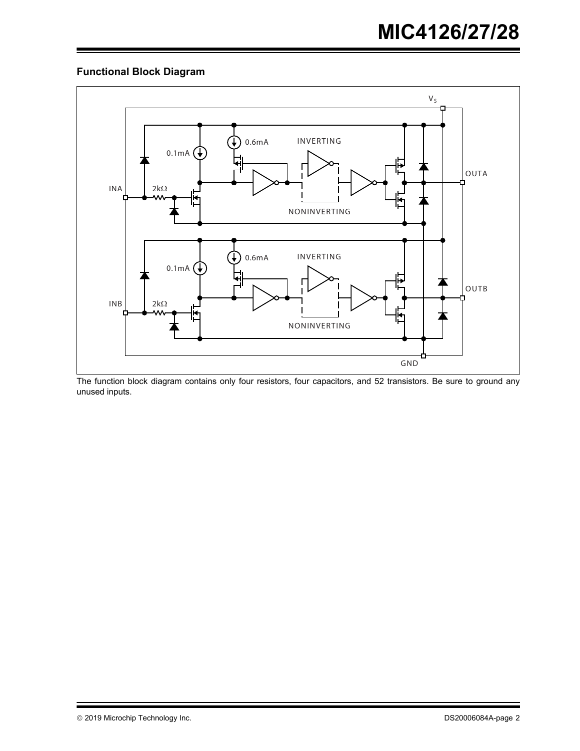## Functional Block Diagram

The function block diagram contains only four resistors, four capacitors, and 52 transistors. Be sure to ground any unused inputs.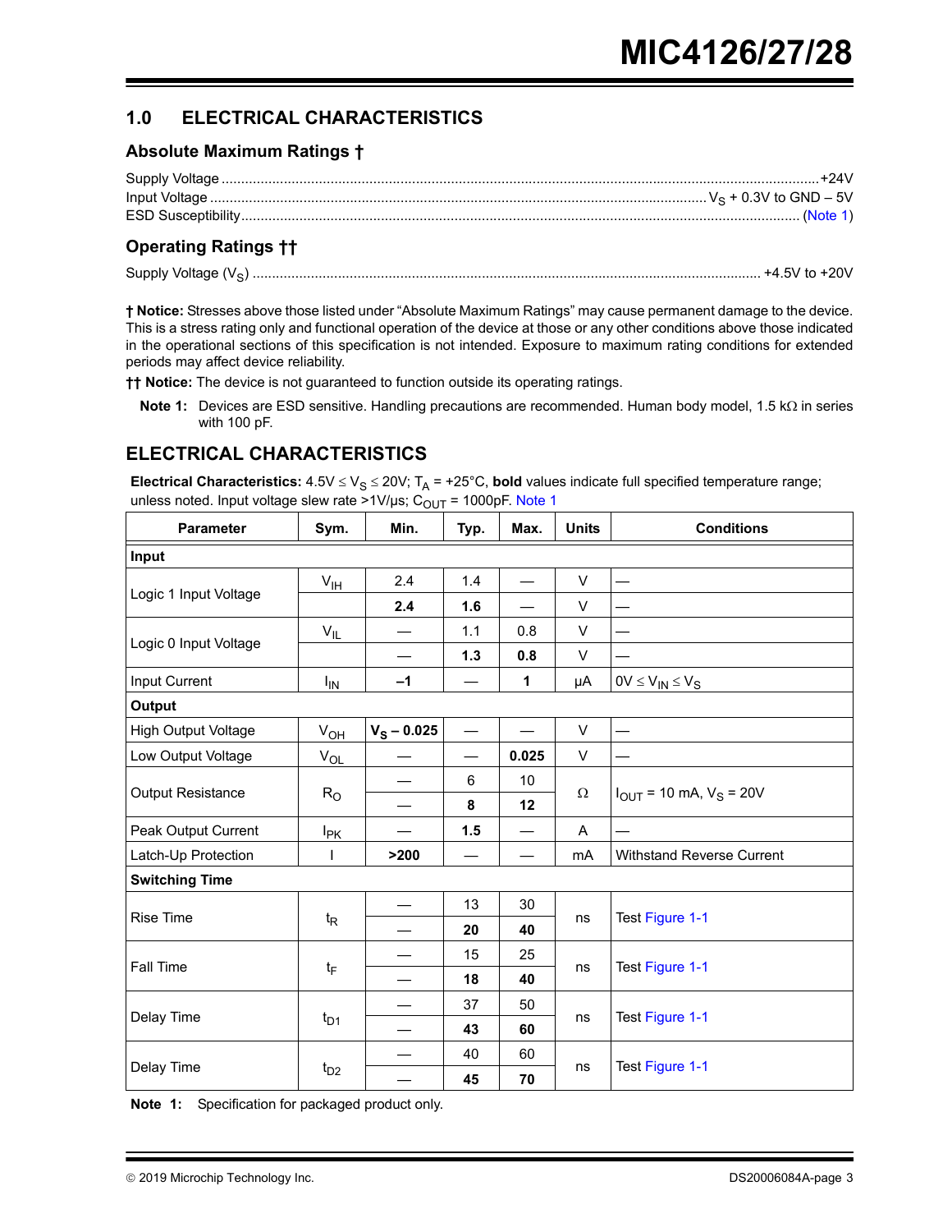## 1.0 ELECTRICAL CHARACTERISTICS

### Absolute Maximum Ratings †

Supply Voltage ........................................................................................................................ +24V
Input Voltage .................................................................................................... $V_S$ + 0.3V to GND – 5V
ESD Susceptibility........................................................................................................................ (Note 1)

### Operating Ratings ††

Supply Voltage ($V_S$) ..................................................................................................... +4.5V to +20V

**† Notice:** Stresses above those listed under "Absolute Maximum Ratings" may cause permanent damage to the device. This is a stress rating only and functional operation of the device at those or any other conditions above those indicated in the operational sections of this specification is not intended. Exposure to maximum rating conditions for extended periods may affect device reliability.

**†† Notice:** The device is not guaranteed to function outside its operating ratings.

**Note 1:** Devices are ESD sensitive. Handling precautions are recommended. Human body model, 1.5 kΩ in series with 100 pF.

## ELECTRICAL CHARACTERISTICS

**Electrical Characteristics:** 4.5V ≤ $V_S$ ≤ 20V; $T_A$ = +25°C, **bold** values indicate full specified temperature range; unless noted. Input voltage slew rate >1V/µs; $C_{OUT}$ = 1000pF. Note 1

| Parameter | Sym. | Min. | Typ. | Max. | Units | Conditions |
|---|---|---|---|---|---|---|
| **Input** | | | | | | |
| Logic 1 Input Voltage | $V_{IH}$ | 2.4 | 1.4 | — | V | — |
| | | **2.4** | **1.6** | — | V | — |
| Logic 0 Input Voltage | $V_{IL}$ | — | 1.1 | 0.8 | V | — |
| | | — | **1.3** | **0.8** | V | — |
| Input Current | $I_{IN}$ | **–1** | — | **1** | µA | 0V ≤ $V_{IN}$ ≤ $V_S$ |
| **Output** | | | | | | |
| High Output Voltage | $V_{OH}$ | **$V_S$ – 0.025** | — | — | V | — |
| Low Output Voltage | $V_{OL}$ | — | — | **0.025** | V | — |
| Output Resistance | $R_O$ | — | 6 | 10 | Ω | $I_{OUT}$ = 10 mA, $V_S$ = 20V |
| | | — | **8** | **12** | | |
| Peak Output Current | $I_{PK}$ | — | **1.5** | — | A | — |
| Latch-Up Protection | I | **>200** | — | — | mA | Withstand Reverse Current |
| **Switching Time** | | | | | | |
| Rise Time | $t_R$ | — | 13 | 30 | ns | Test Figure 1-1 |
| | | — | **20** | **40** | | |
| Fall Time | $t_F$ | — | 15 | 25 | ns | Test Figure 1-1 |
| | | — | **18** | **40** | | |
| Delay Time | $t_{D1}$ | — | 37 | 50 | ns | Test Figure 1-1 |
| | | — | **43** | **60** | | |
| Delay Time | $t_{D2}$ | — | 40 | 60 | ns | Test Figure 1-1 |
| | | — | **45** | **70** | | |

**Note 1:** Specification for packaged product only.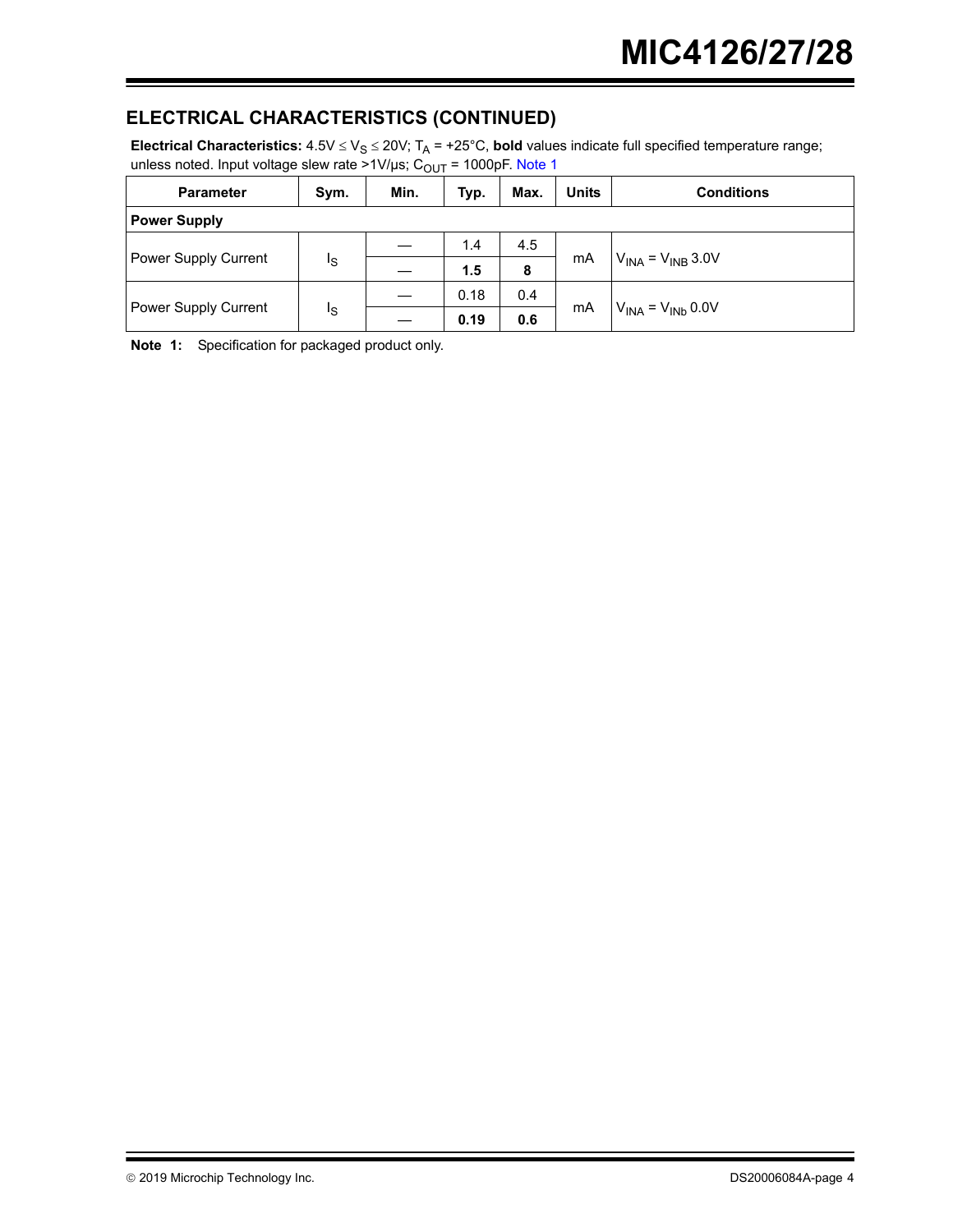## ELECTRICAL CHARACTERISTICS (CONTINUED)

**Electrical Characteristics:** 4.5V ≤ $V_S$ ≤ 20V; $T_A$ = +25°C, **bold** values indicate full specified temperature range; unless noted. Input voltage slew rate >1V/µs; $C_{OUT}$ = 1000pF. Note 1

| Parameter | Sym. | Min. | Typ. | Max. | Units | Conditions |
|---|---|---|---|---|---|---|
| **Power Supply** | | | | | | |
| Power Supply Current | $I_S$ | — | 1.4 | 4.5 | mA | $V_{INA}$ = $V_{INB}$ 3.0V |
| | | — | **1.5** | **8** | | |
| Power Supply Current | $I_S$ | — | 0.18 | 0.4 | mA | $V_{INA}$ = $V_{INb}$ 0.0V |
| | | — | **0.19** | **0.6** | | |

**Note 1:** Specification for packaged product only.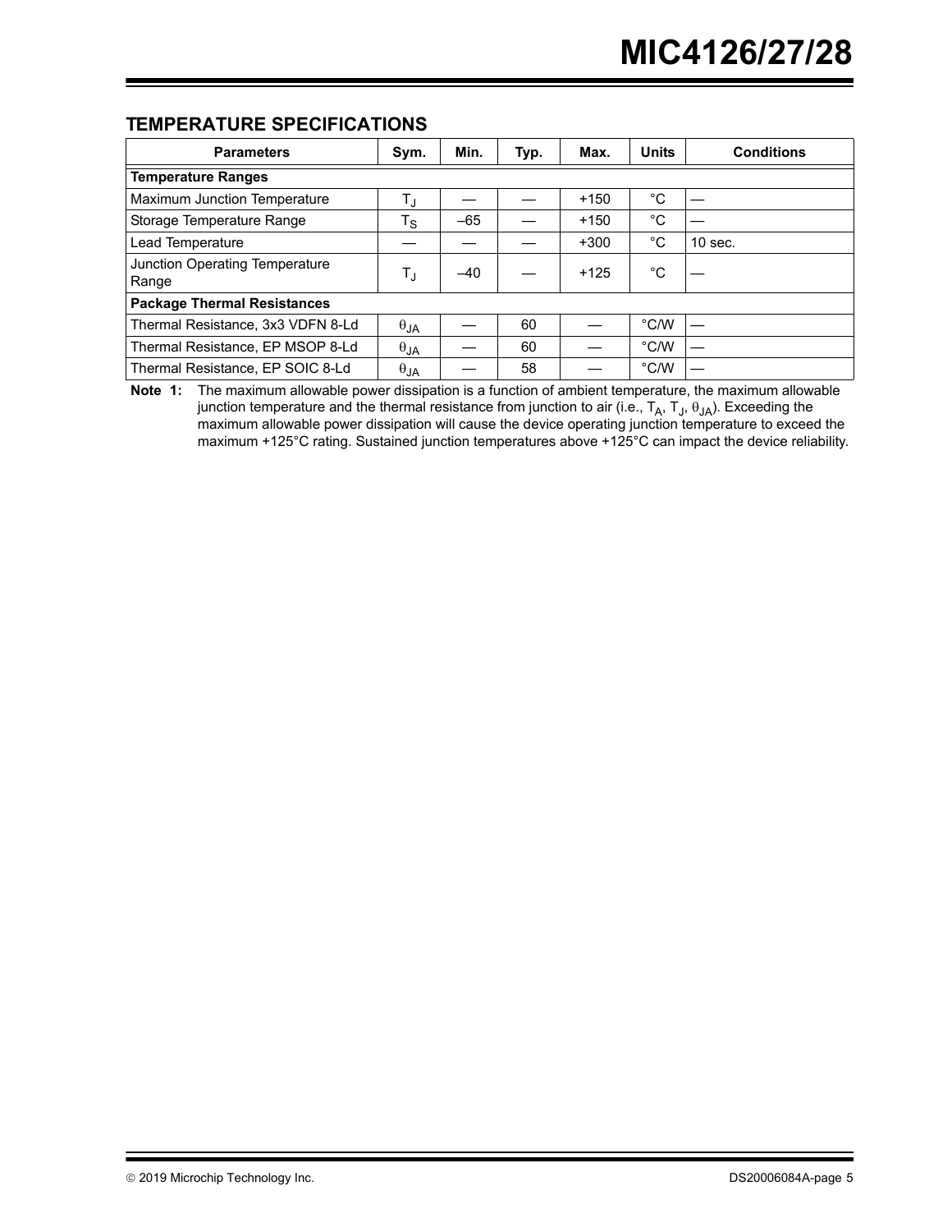## TEMPERATURE SPECIFICATIONS

| Parameters | Sym. | Min. | Typ. | Max. | Units | Conditions |
|---|---|---|---|---|---|---|
| **Temperature Ranges** | | | | | | |
| Maximum Junction Temperature | $T_J$ | — | — | +150 | °C | — |
| Storage Temperature Range | $T_S$ | –65 | — | +150 | °C | — |
| Lead Temperature | — | — | — | +300 | °C | 10 sec. |
| Junction Operating Temperature Range | $T_J$ | –40 | — | +125 | °C | — |
| **Package Thermal Resistances** | | | | | | |
| Thermal Resistance, 3x3 VDFN 8-Ld | $\theta_{JA}$ | — | 60 | — | °C/W | — |
| Thermal Resistance, EP MSOP 8-Ld | $\theta_{JA}$ | — | 60 | — | °C/W | — |
| Thermal Resistance, EP SOIC 8-Ld | $\theta_{JA}$ | — | 58 | — | °C/W | — |

**Note 1:** The maximum allowable power dissipation is a function of ambient temperature, the maximum allowable junction temperature and the thermal resistance from junction to air (i.e., $T_A$, $T_J$, $\theta_{JA}$). Exceeding the maximum allowable power dissipation will cause the device operating junction temperature to exceed the maximum +125°C rating. Sustained junction temperatures above +125°C can impact the device reliability.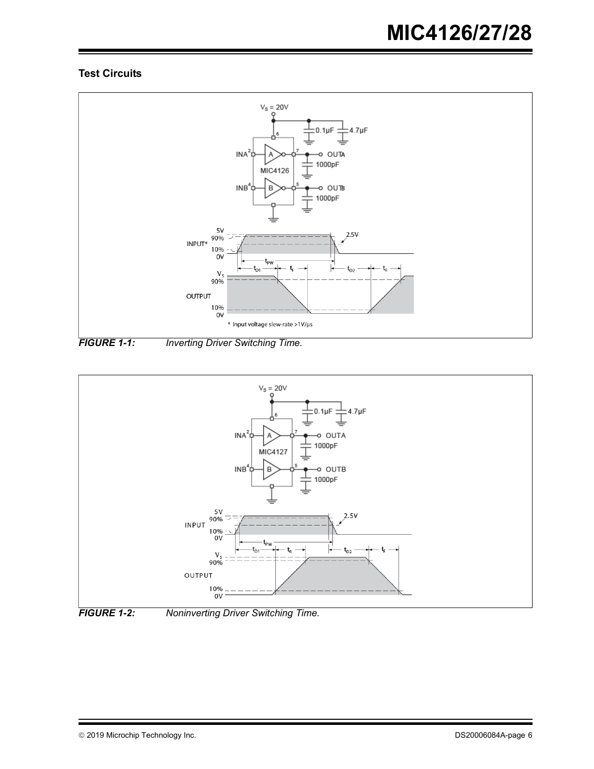### Test Circuits

**FIGURE 1-1:** *Inverting Driver Switching Time.*

**FIGURE 1-2:** *Noninverting Driver Switching Time.*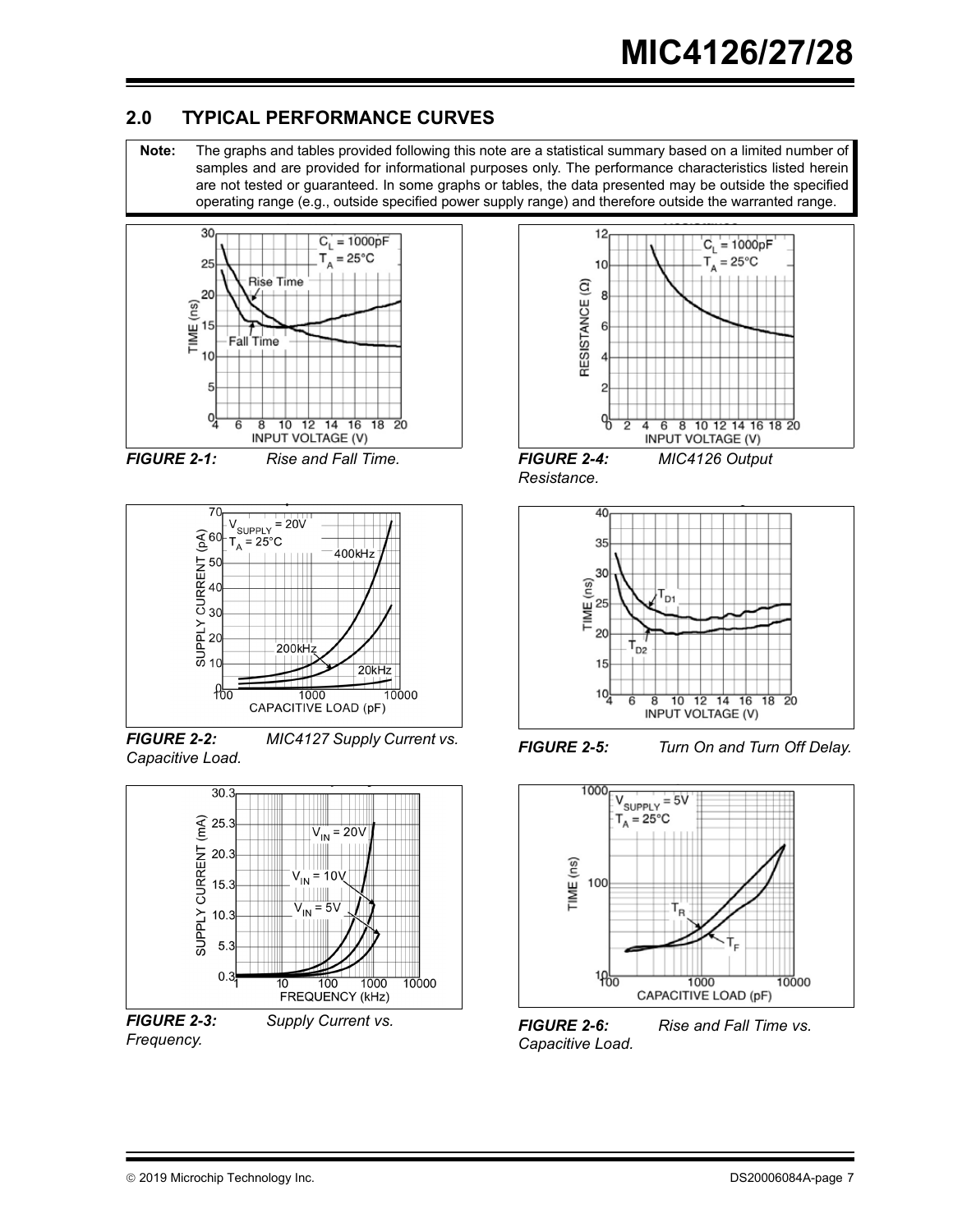## 2.0 TYPICAL PERFORMANCE CURVES

**Note:** The graphs and tables provided following this note are a statistical summary based on a limited number of samples and are provided for informational purposes only. The performance characteristics listed herein are not tested or guaranteed. In some graphs or tables, the data presented may be outside the specified operating range (e.g., outside specified power supply range) and therefore outside the warranted range.

***FIGURE 2-1:*** *Rise and Fall Time.*

***FIGURE 2-2:*** *MIC4127 Supply Current vs. Capacitive Load.*

***FIGURE 2-3:*** *Supply Current vs. Frequency.*

***FIGURE 2-4:*** *MIC4126 Output Resistance.*

***FIGURE 2-5:*** *Turn On and Turn Off Delay.*

***FIGURE 2-6:*** *Rise and Fall Time vs. Capacitive Load.*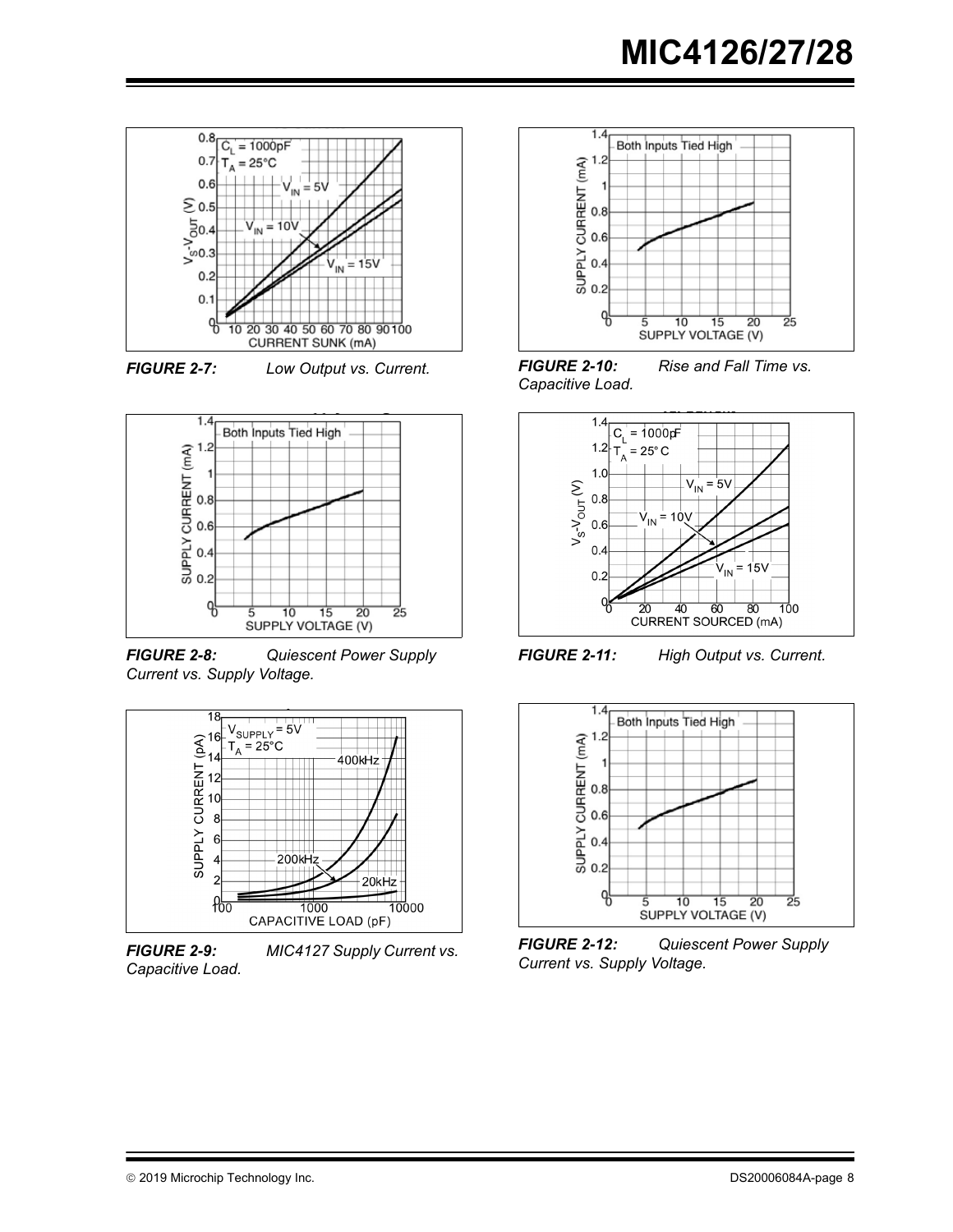**FIGURE 2-7:** Low Output vs. Current.

**FIGURE 2-8:** Quiescent Power Supply Current vs. Supply Voltage.

**FIGURE 2-9:** MIC4127 Supply Current vs. Capacitive Load.

**FIGURE 2-10:** Rise and Fall Time vs. Capacitive Load.

**FIGURE 2-11:** High Output vs. Current.

**FIGURE 2-12:** Quiescent Power Supply Current vs. Supply Voltage.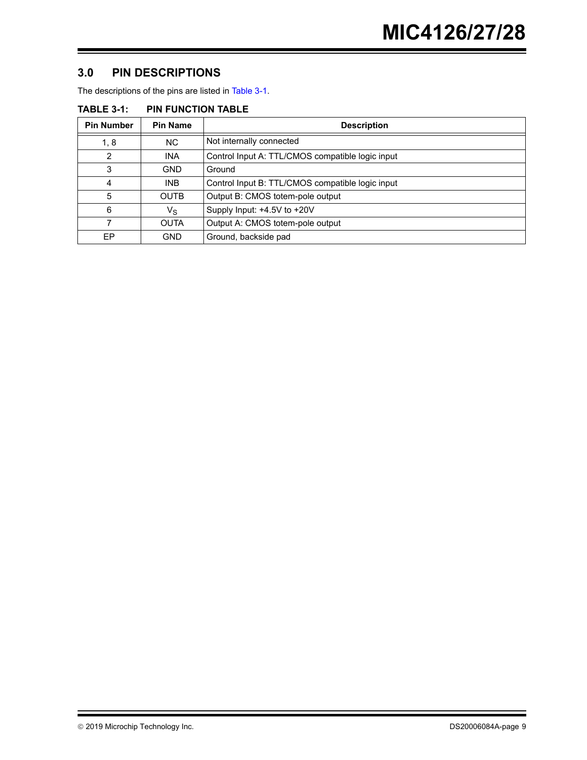## 3.0 PIN DESCRIPTIONS

The descriptions of the pins are listed in Table 3-1.

**TABLE 3-1: PIN FUNCTION TABLE**

| Pin Number | Pin Name | Description |
|---|---|---|
| 1, 8 | NC | Not internally connected |
| 2 | INA | Control Input A: TTL/CMOS compatible logic input |
| 3 | GND | Ground |
| 4 | INB | Control Input B: TTL/CMOS compatible logic input |
| 5 | OUTB | Output B: CMOS totem-pole output |
| 6 | $V_S$ | Supply Input: +4.5V to +20V |
| 7 | OUTA | Output A: CMOS totem-pole output |
| EP | GND | Ground, backside pad |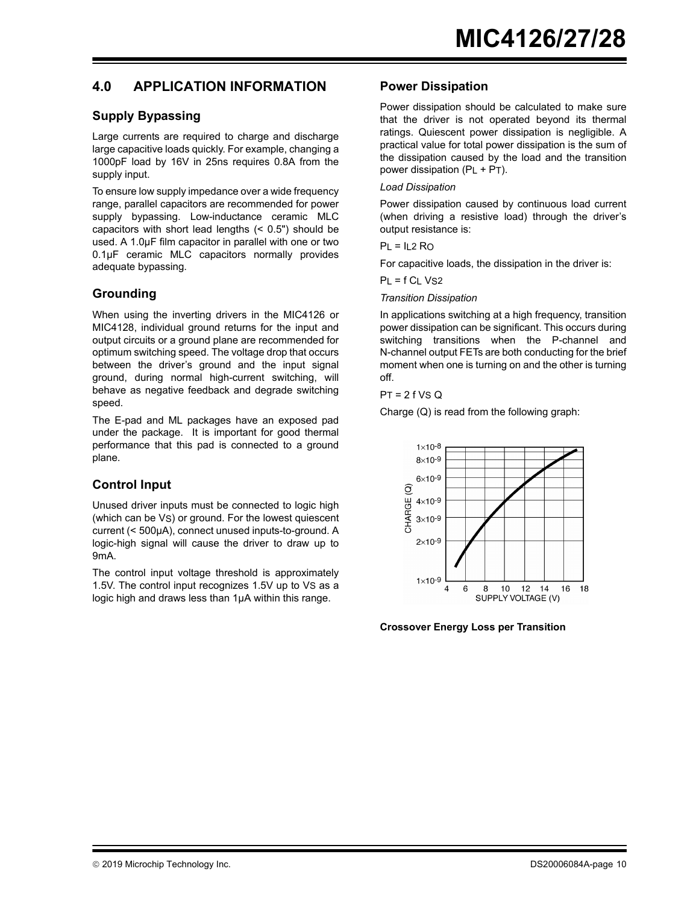## 4.0 APPLICATION INFORMATION

### Supply Bypassing

Large currents are required to charge and discharge large capacitive loads quickly. For example, changing a 1000pF load by 16V in 25ns requires 0.8A from the supply input.

To ensure low supply impedance over a wide frequency range, parallel capacitors are recommended for power supply bypassing. Low-inductance ceramic MLC capacitors with short lead lengths (< 0.5") should be used. A 1.0µF film capacitor in parallel with one or two 0.1µF ceramic MLC capacitors normally provides adequate bypassing.

### Grounding

When using the inverting drivers in the MIC4126 or MIC4128, individual ground returns for the input and output circuits or a ground plane are recommended for optimum switching speed. The voltage drop that occurs between the driver's ground and the input signal ground, during normal high-current switching, will behave as negative feedback and degrade switching speed.

The E-pad and ML packages have an exposed pad under the package. It is important for good thermal performance that this pad is connected to a ground plane.

### Control Input

Unused driver inputs must be connected to logic high (which can be $V_S$) or ground. For the lowest quiescent current (< 500µA), connect unused inputs-to-ground. A logic-high signal will cause the driver to draw up to 9mA.

The control input voltage threshold is approximately 1.5V. The control input recognizes 1.5V up to $V_S$ as a logic high and draws less than 1µA within this range.

### Power Dissipation

Power dissipation should be calculated to make sure that the driver is not operated beyond its thermal ratings. Quiescent power dissipation is negligible. A practical value for total power dissipation is the sum of the dissipation caused by the load and the transition power dissipation ($P_L + P_T$).

*Load Dissipation*

Power dissipation caused by continuous load current (when driving a resistive load) through the driver's output resistance is:

$$P_L = I_L^2 R_O$$

For capacitive loads, the dissipation in the driver is:

$$P_L = f\, C_L\, V_S^2$$

*Transition Dissipation*

In applications switching at a high frequency, transition power dissipation can be significant. This occurs during switching transitions when the P-channel and N-channel output FETs are both conducting for the brief moment when one is turning on and the other is turning off.

$$P_T = 2\, f\, V_S\, Q$$

Charge (Q) is read from the following graph:

**Crossover Energy Loss per Transition**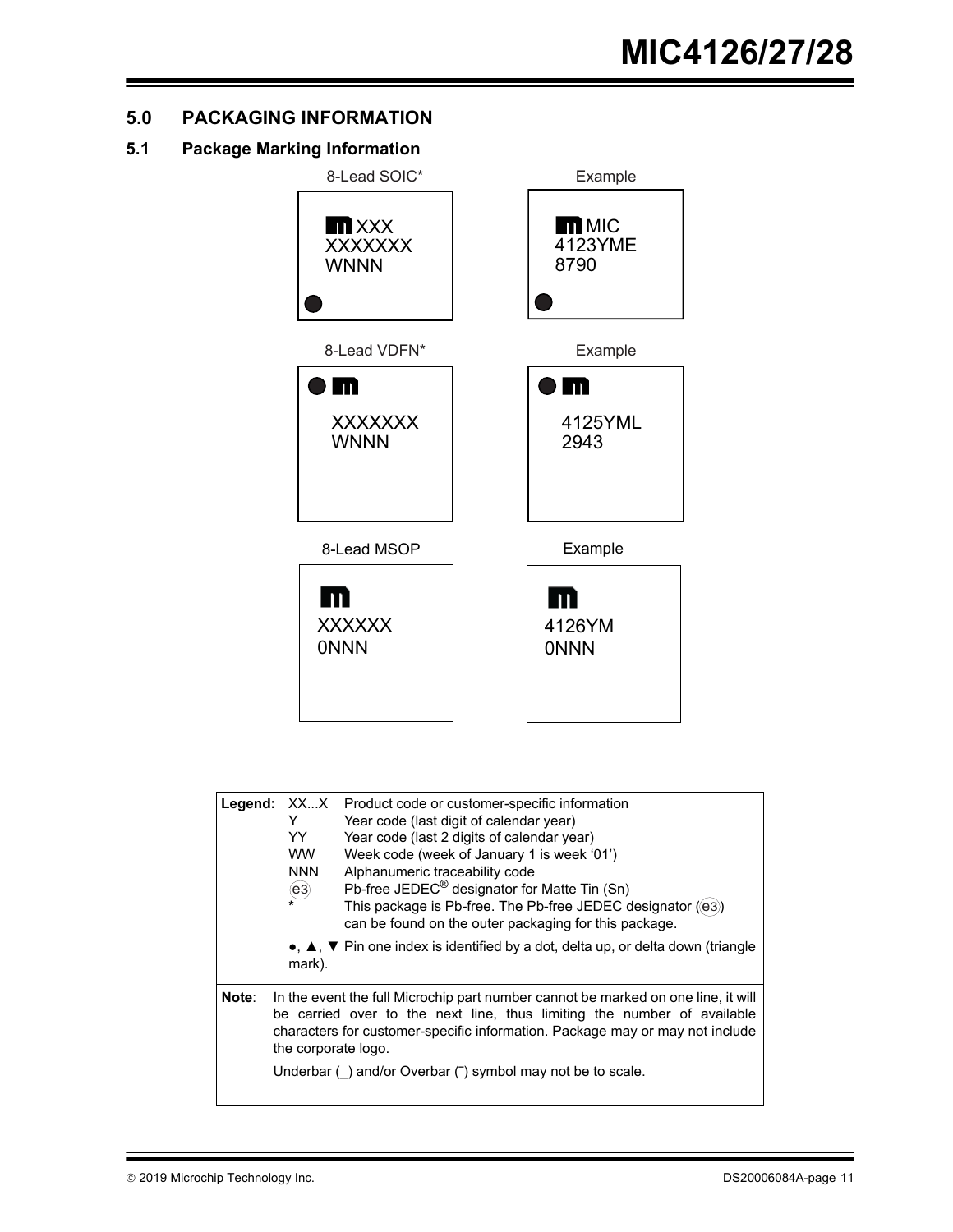## 5.0 PACKAGING INFORMATION

### 5.1 Package Marking Information

| 8-Lead SOIC* | Example |
|---|---|
| XXX<br>XXXXXXX<br>WNNN | MIC<br>4123YME<br>8790 |

| 8-Lead VDFN* | Example |
|---|---|
| XXXXXXX<br>WNNN | 4125YML<br>2943 |

| 8-Lead MSOP | Example |
|---|---|
| XXXXXX<br>0NNN | 4126YM<br>0NNN |

**Legend:**

| | |
|---|---|
| XX...X | Product code or customer-specific information |
| Y | Year code (last digit of calendar year) |
| YY | Year code (last 2 digits of calendar year) |
| WW | Week code (week of January 1 is week '01') |
| NNN | Alphanumeric traceability code |
| (e3) | Pb-free JEDEC® designator for Matte Tin (Sn) |
| * | This package is Pb-free. The Pb-free JEDEC designator ((e3)) can be found on the outer packaging for this package. |

●, ▲, ▼ Pin one index is identified by a dot, delta up, or delta down (triangle mark).

**Note**: In the event the full Microchip part number cannot be marked on one line, it will be carried over to the next line, thus limiting the number of available characters for customer-specific information. Package may or may not include the corporate logo.

Underbar (_) and/or Overbar (‾) symbol may not be to scale.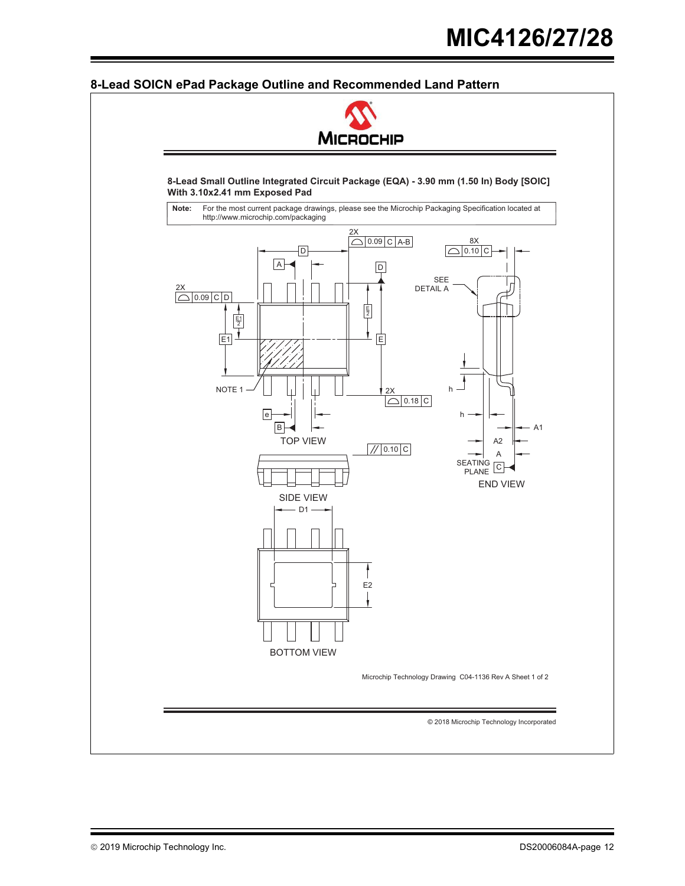## 8-Lead SOICN ePad Package Outline and Recommended Land Pattern

**8-Lead Small Outline Integrated Circuit Package (EQA) - 3.90 mm (1.50 In) Body [SOIC] With 3.10x2.41 mm Exposed Pad**

**Note:** For the most current package drawings, please see the Microchip Packaging Specification located at http://www.microchip.com/packaging

TOP VIEW

SIDE VIEW

BOTTOM VIEW

END VIEW

Microchip Technology Drawing C04-1136 Rev A Sheet 1 of 2

© 2018 Microchip Technology Incorporated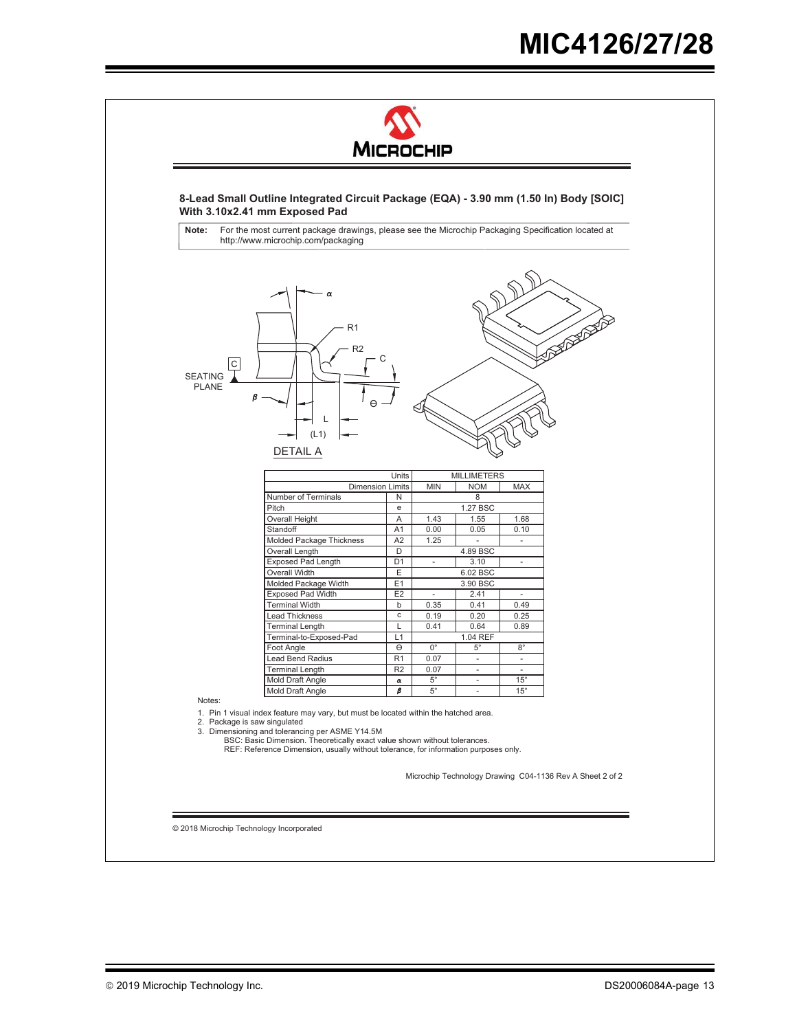## 8-Lead Small Outline Integrated Circuit Package (EQA) - 3.90 mm (1.50 In) Body [SOIC] With 3.10x2.41 mm Exposed Pad

**Note:** For the most current package drawings, please see the Microchip Packaging Specification located at http://www.microchip.com/packaging

DETAIL A

| Units | | MILLIMETERS | | |
|---|---|---|---|---|
| Dimension Limits | | MIN | NOM | MAX |
| Number of Terminals | N | | 8 | |
| Pitch | e | | 1.27 BSC | |
| Overall Height | A | 1.43 | 1.55 | 1.68 |
| Standoff | A1 | 0.00 | 0.05 | 0.10 |
| Molded Package Thickness | A2 | 1.25 | - | - |
| Overall Length | D | | 4.89 BSC | |
| Exposed Pad Length | D1 | - | 3.10 | - |
| Overall Width | E | | 6.02 BSC | |
| Molded Package Width | E1 | | 3.90 BSC | |
| Exposed Pad Width | E2 | - | 2.41 | - |
| Terminal Width | b | 0.35 | 0.41 | 0.49 |
| Lead Thickness | c | 0.19 | 0.20 | 0.25 |
| Terminal Length | L | 0.41 | 0.64 | 0.89 |
| Terminal-to-Exposed-Pad | L1 | | 1.04 REF | |
| Foot Angle | Θ | 0° | 5° | 8° |
| Lead Bend Radius | R1 | 0.07 | - | - |
| Terminal Length | R2 | 0.07 | - | - |
| Mold Draft Angle | α | 5° | - | 15° |
| Mold Draft Angle | β | 5° | - | 15° |

Notes:

1. Pin 1 visual index feature may vary, but must be located within the hatched area.
2. Package is saw singulated
3. Dimensioning and tolerancing per ASME Y14.5M
   BSC: Basic Dimension. Theoretically exact value shown without tolerances.
   REF: Reference Dimension, usually without tolerance, for information purposes only.

Microchip Technology Drawing C04-1136 Rev A Sheet 2 of 2

© 2018 Microchip Technology Incorporated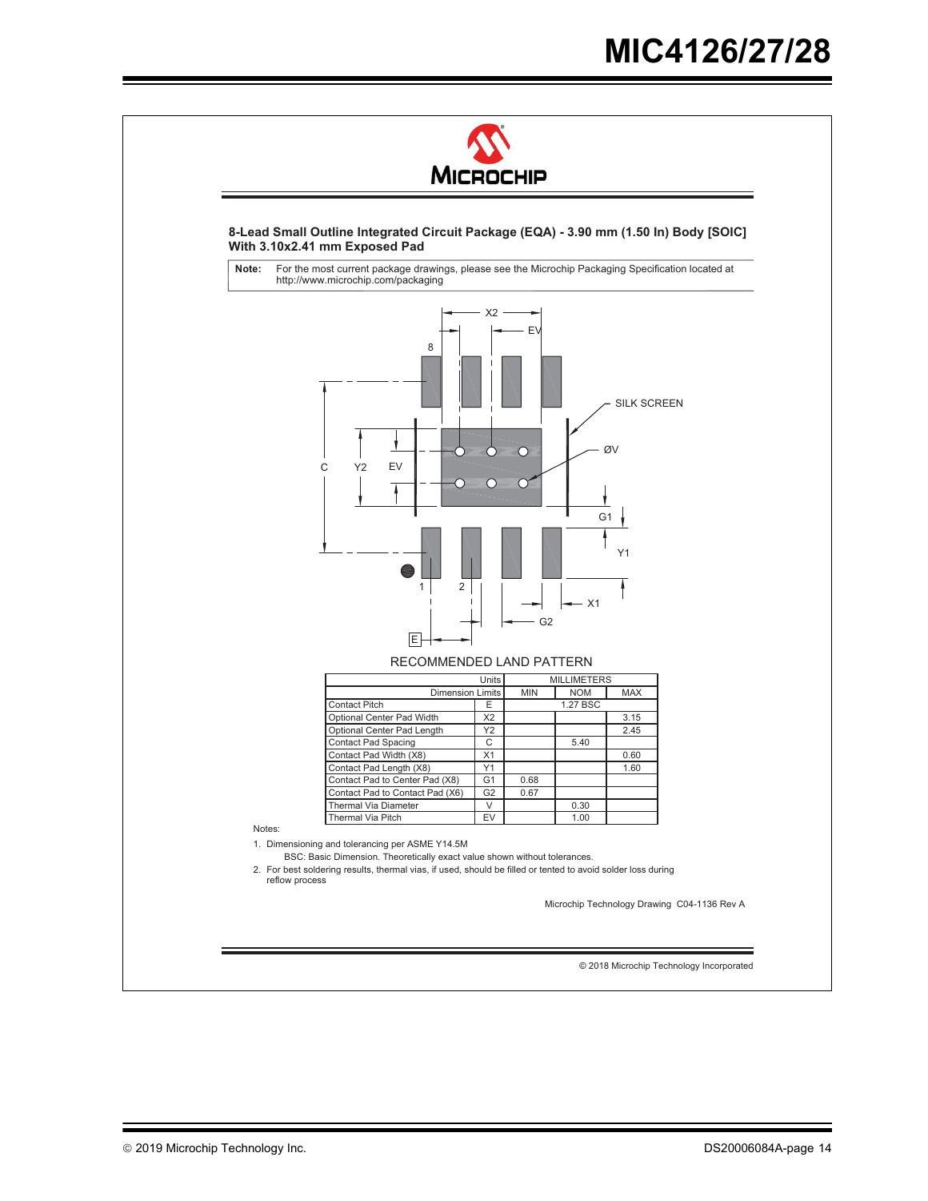**8-Lead Small Outline Integrated Circuit Package (EQA) - 3.90 mm (1.50 In) Body [SOIC] With 3.10x2.41 mm Exposed Pad**

**Note:** For the most current package drawings, please see the Microchip Packaging Specification located at http://www.microchip.com/packaging

RECOMMENDED LAND PATTERN

| Units | | MILLIMETERS | | |
|---|---|---|---|---|
| Dimension Limits | | MIN | NOM | MAX |
| Contact Pitch | E | | 1.27 BSC | |
| Optional Center Pad Width | X2 | | | 3.15 |
| Optional Center Pad Length | Y2 | | | 2.45 |
| Contact Pad Spacing | C | | 5.40 | |
| Contact Pad Width (X8) | X1 | | | 0.60 |
| Contact Pad Length (X8) | Y1 | | | 1.60 |
| Contact Pad to Center Pad (X8) | G1 | 0.68 | | |
| Contact Pad to Contact Pad (X6) | G2 | 0.67 | | |
| Thermal Via Diameter | V | | 0.30 | |
| Thermal Via Pitch | EV | | 1.00 | |

Notes:

1. Dimensioning and tolerancing per ASME Y14.5M

   BSC: Basic Dimension. Theoretically exact value shown without tolerances.

2. For best soldering results, thermal vias, if used, should be filled or tented to avoid solder loss during reflow process

Microchip Technology Drawing C04-1136 Rev A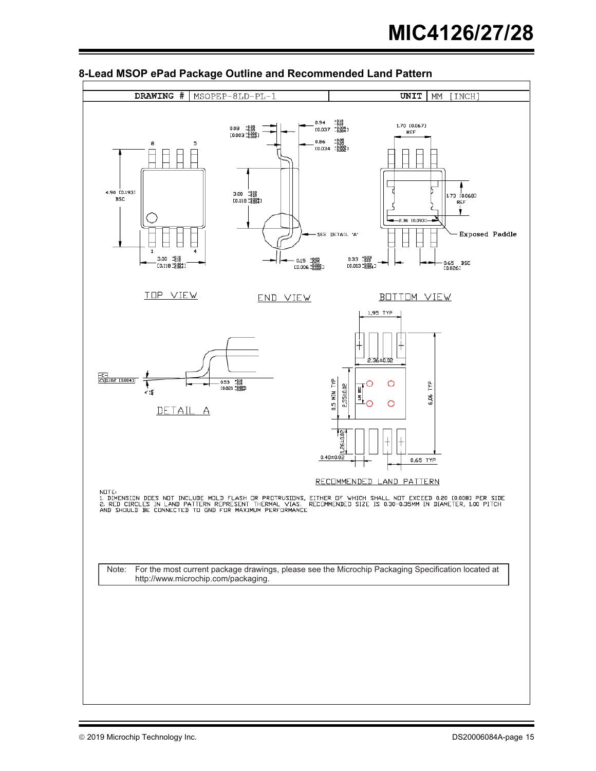## 8-Lead MSOP ePad Package Outline and Recommended Land Pattern

| DRAWING # | MSOPEP-8LD-PL-1 | UNIT | MM [INCH] |
|---|---|---|---|

TOP VIEW

END VIEW

BOTTOM VIEW

DETAIL A

RECOMMENDED LAND PATTERN

NOTE:
1. DIMENSION DOES NOT INCLUDE MOLD FLASH OR PROTRUSIONS, EITHER OF WHICH SHALL NOT EXCEED 0.20 [0.008] PER SIDE
2. RED CIRCLES IN LAND PATTERN REPRESENT THERMAL VIAS. RECOMMENDED SIZE IS 0.30-0.35MM IN DIAMETER, 1.00 PITCH AND SHOULD BE CONNECTED TO GND FOR MAXIMUM PERFORMANCE

Note: For the most current package drawings, please see the Microchip Packaging Specification located at http://www.microchip.com/packaging.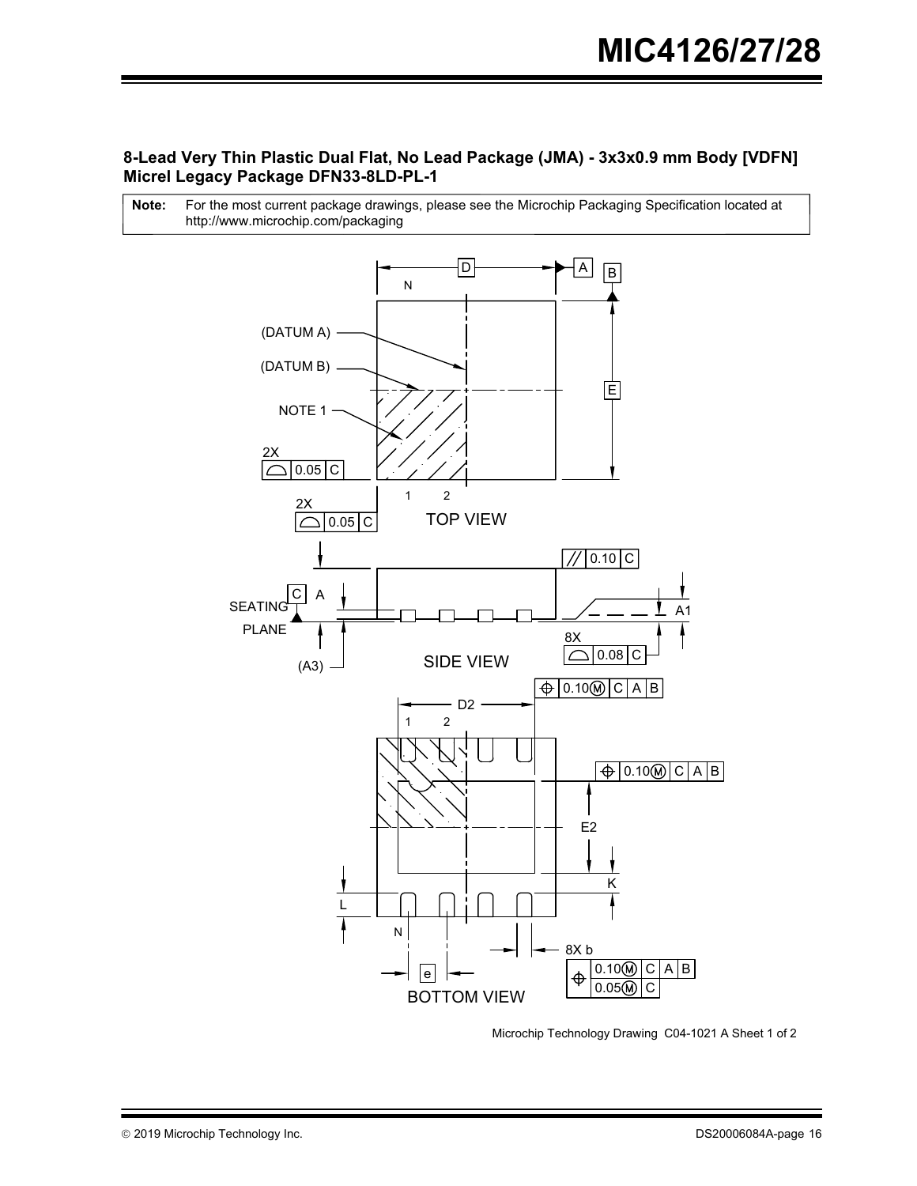**8-Lead Very Thin Plastic Dual Flat, No Lead Package (JMA) - 3x3x0.9 mm Body [VDFN] Micrel Legacy Package DFN33-8LD-PL-1**

| **Note:** | For the most current package drawings, please see the Microchip Packaging Specification located at http://www.microchip.com/packaging |
|---|---|

D, A, B, N, (DATUM A), (DATUM B), E, NOTE 1, 2X 0.05 C, 1, 2

TOP VIEW

0.10 C, C, A, SEATING PLANE, A1, (A3), 8X 0.08 C

SIDE VIEW

D2, 0.10Ⓜ C A B, 1, 2, 0.10Ⓜ C A B, E2, K, L, N, 8X b, e, 0.10Ⓜ C A B, 0.05Ⓜ C

BOTTOM VIEW

Microchip Technology Drawing C04-1021 A Sheet 1 of 2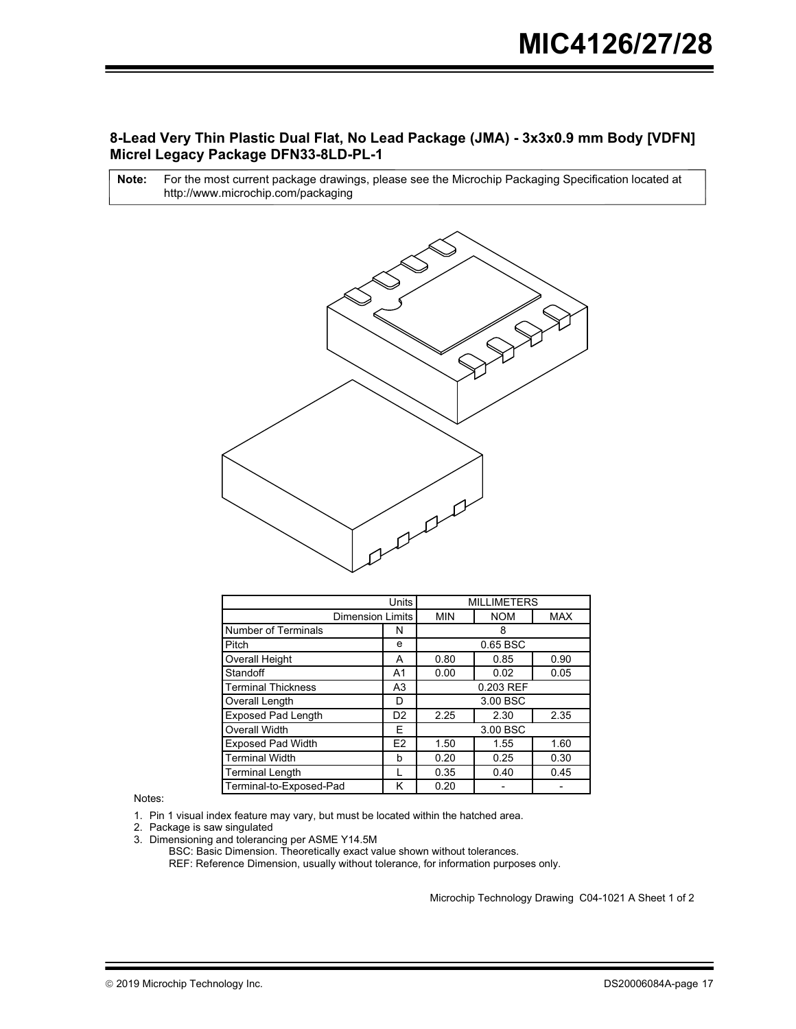### 8-Lead Very Thin Plastic Dual Flat, No Lead Package (JMA) - 3x3x0.9 mm Body [VDFN] Micrel Legacy Package DFN33-8LD-PL-1

**Note:** For the most current package drawings, please see the Microchip Packaging Specification located at http://www.microchip.com/packaging

| Units | | MILLIMETERS | | |
|---|---|---|---|---|
| Dimension Limits | | MIN | NOM | MAX |
| Number of Terminals | N | | 8 | |
| Pitch | e | | 0.65 BSC | |
| Overall Height | A | 0.80 | 0.85 | 0.90 |
| Standoff | A1 | 0.00 | 0.02 | 0.05 |
| Terminal Thickness | A3 | | 0.203 REF | |
| Overall Length | D | | 3.00 BSC | |
| Exposed Pad Length | D2 | 2.25 | 2.30 | 2.35 |
| Overall Width | E | | 3.00 BSC | |
| Exposed Pad Width | E2 | 1.50 | 1.55 | 1.60 |
| Terminal Width | b | 0.20 | 0.25 | 0.30 |
| Terminal Length | L | 0.35 | 0.40 | 0.45 |
| Terminal-to-Exposed-Pad | K | 0.20 | - | - |

Notes:

1. Pin 1 visual index feature may vary, but must be located within the hatched area.
2. Package is saw singulated
3. Dimensioning and tolerancing per ASME Y14.5M

   BSC: Basic Dimension. Theoretically exact value shown without tolerances.

   REF: Reference Dimension, usually without tolerance, for information purposes only.

Microchip Technology Drawing C04-1021 A Sheet 1 of 2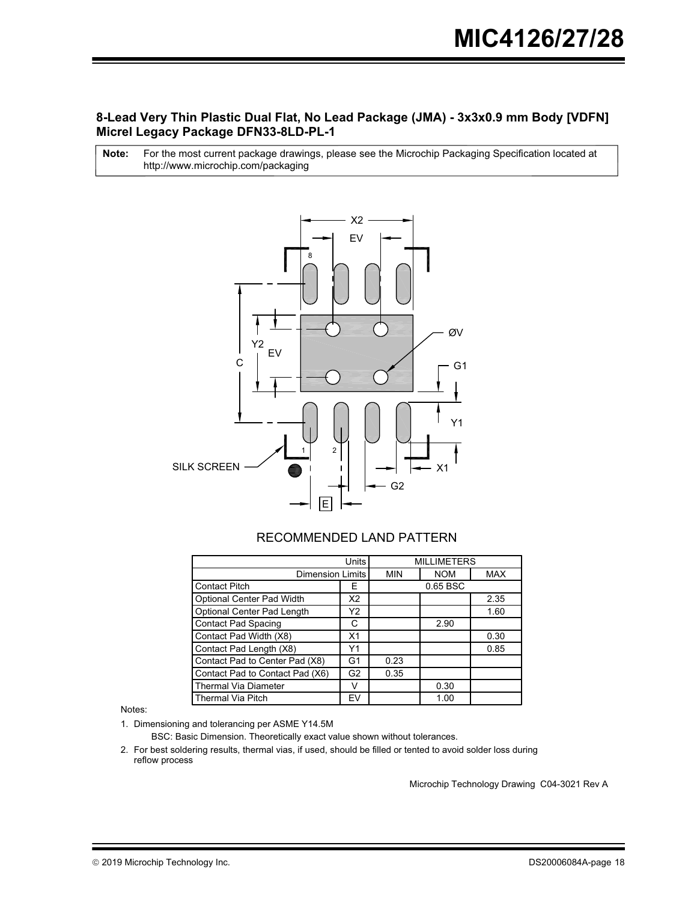## 8-Lead Very Thin Plastic Dual Flat, No Lead Package (JMA) - 3x3x0.9 mm Body [VDFN] Micrel Legacy Package DFN33-8LD-PL-1

**Note:** For the most current package drawings, please see the Microchip Packaging Specification located at http://www.microchip.com/packaging

RECOMMENDED LAND PATTERN

| Units | | MILLIMETERS | | |
|---|---|---|---|---|
| Dimension Limits | | MIN | NOM | MAX |
| Contact Pitch | E | | 0.65 BSC | |
| Optional Center Pad Width | X2 | | | 2.35 |
| Optional Center Pad Length | Y2 | | | 1.60 |
| Contact Pad Spacing | C | | 2.90 | |
| Contact Pad Width (X8) | X1 | | | 0.30 |
| Contact Pad Length (X8) | Y1 | | | 0.85 |
| Contact Pad to Center Pad (X8) | G1 | 0.23 | | |
| Contact Pad to Contact Pad (X6) | G2 | 0.35 | | |
| Thermal Via Diameter | V | | 0.30 | |
| Thermal Via Pitch | EV | | 1.00 | |

Notes:

1. Dimensioning and tolerancing per ASME Y14.5M

   BSC: Basic Dimension. Theoretically exact value shown without tolerances.

2. For best soldering results, thermal vias, if used, should be filled or tented to avoid solder loss during reflow process

Microchip Technology Drawing C04-3021 Rev A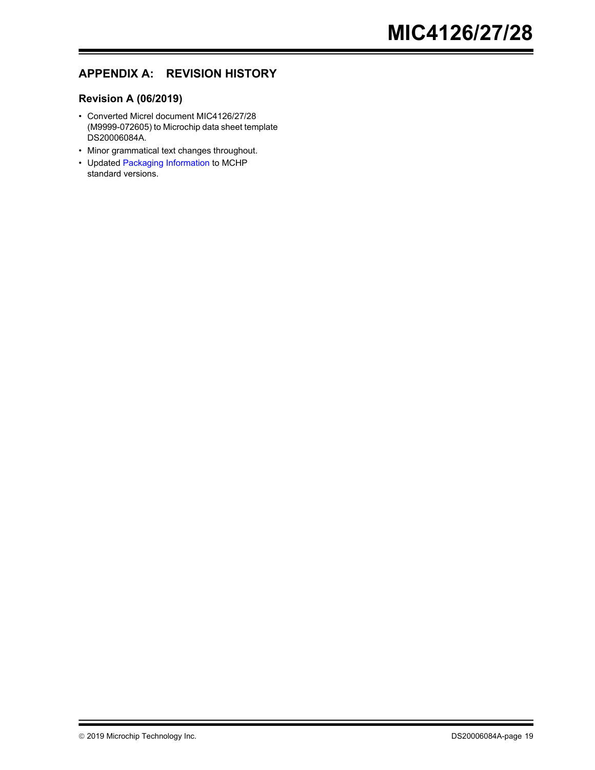# APPENDIX A: REVISION HISTORY

## Revision A (06/2019)

- Converted Micrel document MIC4126/27/28 (M9999-072605) to Microchip data sheet template DS20006084A.
- Minor grammatical text changes throughout.
- Updated Packaging Information to MCHP standard versions.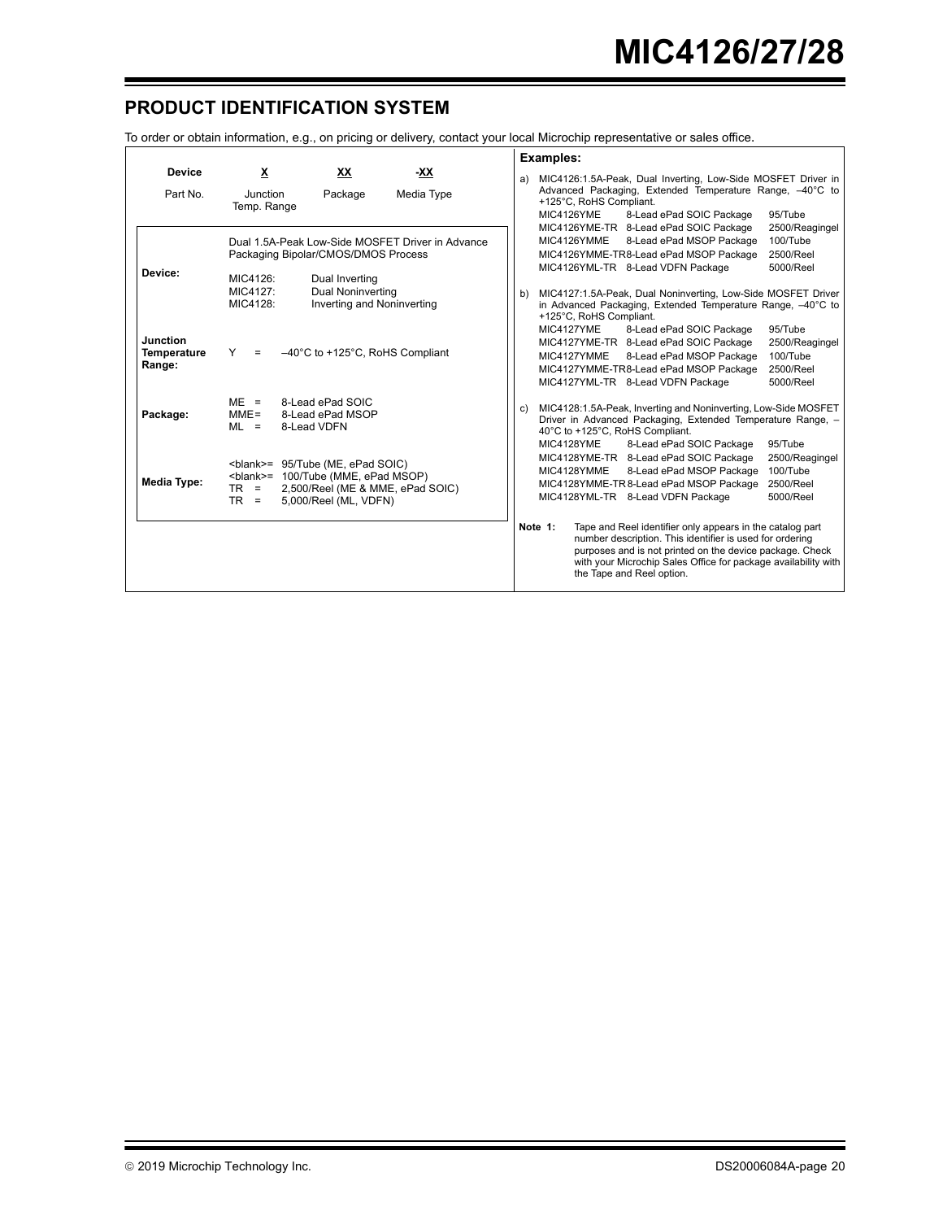## PRODUCT IDENTIFICATION SYSTEM

To order or obtain information, e.g., on pricing or delivery, contact your local Microchip representative or sales office.

| Device | X | XX | -XX |
|---|---|---|---|
| Part No. | Junction Temp. Range | Package | Media Type |

**Device:** Dual 1.5A-Peak Low-Side MOSFET Driver in Advance Packaging Bipolar/CMOS/DMOS Process

- MIC4126: Dual Inverting
- MIC4127: Dual Noninverting
- MIC4128: Inverting and Noninverting

**Junction Temperature Range:** Y = –40°C to +125°C, RoHS Compliant

**Package:**

- ME = 8-Lead ePad SOIC
- MME = 8-Lead ePad MSOP
- ML = 8-Lead VDFN

**Media Type:**

- <blank>= 95/Tube (ME, ePad SOIC)
- <blank>= 100/Tube (MME, ePad MSOP)
- TR = 2,500/Reel (ME & MME, ePad SOIC)
- TR = 5,000/Reel (ML, VDFN)

**Examples:**

a) MIC4126:1.5A-Peak, Dual Inverting, Low-Side MOSFET Driver in Advanced Packaging, Extended Temperature Range, –40°C to +125°C, RoHS Compliant.

| | | |
|---|---|---|
| MIC4126YME | 8-Lead ePad SOIC Package | 95/Tube |
| MIC4126YME-TR | 8-Lead ePad SOIC Package | 2500/Reagingel |
| MIC4126YMME | 8-Lead ePad MSOP Package | 100/Tube |
| MIC4126YMME-TR | 8-Lead ePad MSOP Package | 2500/Reel |
| MIC4126YML-TR | 8-Lead VDFN Package | 5000/Reel |

b) MIC4127:1.5A-Peak, Dual Noninverting, Low-Side MOSFET Driver in Advanced Packaging, Extended Temperature Range, –40°C to +125°C, RoHS Compliant.

| | | |
|---|---|---|
| MIC4127YME | 8-Lead ePad SOIC Package | 95/Tube |
| MIC4127YME-TR | 8-Lead ePad SOIC Package | 2500/Reagingel |
| MIC4127YMME | 8-Lead ePad MSOP Package | 100/Tube |
| MIC4127YMME-TR | 8-Lead ePad MSOP Package | 2500/Reel |
| MIC4127YML-TR | 8-Lead VDFN Package | 5000/Reel |

c) MIC4128:1.5A-Peak, Inverting and Noninverting, Low-Side MOSFET Driver in Advanced Packaging, Extended Temperature Range, –40°C to +125°C, RoHS Compliant.

| | | |
|---|---|---|
| MIC4128YME | 8-Lead ePad SOIC Package | 95/Tube |
| MIC4128YME-TR | 8-Lead ePad SOIC Package | 2500/Reagingel |
| MIC4128YMME | 8-Lead ePad MSOP Package | 100/Tube |
| MIC4128YMME-TR | 8-Lead ePad MSOP Package | 2500/Reel |
| MIC4128YML-TR | 8-Lead VDFN Package | 5000/Reel |

**Note 1:** Tape and Reel identifier only appears in the catalog part number description. This identifier is used for ordering purposes and is not printed on the device package. Check with your Microchip Sales Office for package availability with the Tape and Reel option.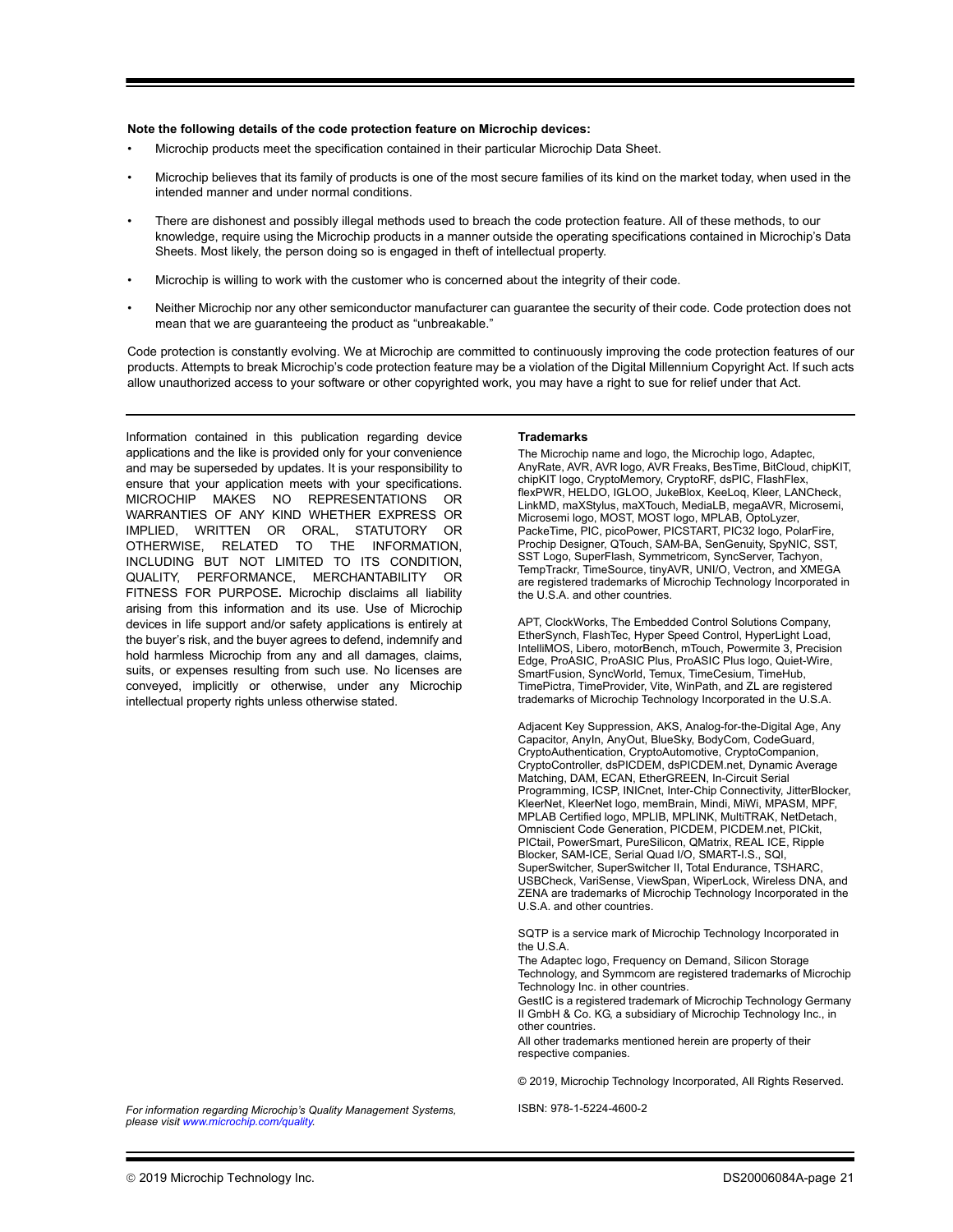**Note the following details of the code protection feature on Microchip devices:**

- Microchip products meet the specification contained in their particular Microchip Data Sheet.
- Microchip believes that its family of products is one of the most secure families of its kind on the market today, when used in the intended manner and under normal conditions.
- There are dishonest and possibly illegal methods used to breach the code protection feature. All of these methods, to our knowledge, require using the Microchip products in a manner outside the operating specifications contained in Microchip's Data Sheets. Most likely, the person doing so is engaged in theft of intellectual property.
- Microchip is willing to work with the customer who is concerned about the integrity of their code.
- Neither Microchip nor any other semiconductor manufacturer can guarantee the security of their code. Code protection does not mean that we are guaranteeing the product as "unbreakable."

Code protection is constantly evolving. We at Microchip are committed to continuously improving the code protection features of our products. Attempts to break Microchip's code protection feature may be a violation of the Digital Millennium Copyright Act. If such acts allow unauthorized access to your software or other copyrighted work, you may have a right to sue for relief under that Act.

---

Information contained in this publication regarding device applications and the like is provided only for your convenience and may be superseded by updates. It is your responsibility to ensure that your application meets with your specifications. MICROCHIP MAKES NO REPRESENTATIONS OR WARRANTIES OF ANY KIND WHETHER EXPRESS OR IMPLIED, WRITTEN OR ORAL, STATUTORY OR OTHERWISE, RELATED TO THE INFORMATION, INCLUDING BUT NOT LIMITED TO ITS CONDITION, QUALITY, PERFORMANCE, MERCHANTABILITY OR FITNESS FOR PURPOSE**.** Microchip disclaims all liability arising from this information and its use. Use of Microchip devices in life support and/or safety applications is entirely at the buyer's risk, and the buyer agrees to defend, indemnify and hold harmless Microchip from any and all damages, claims, suits, or expenses resulting from such use. No licenses are conveyed, implicitly or otherwise, under any Microchip intellectual property rights unless otherwise stated.

*For information regarding Microchip's Quality Management Systems, please visit www.microchip.com/quality.*

**Trademarks**

The Microchip name and logo, the Microchip logo, Adaptec, AnyRate, AVR, AVR logo, AVR Freaks, BesTime, BitCloud, chipKIT, chipKIT logo, CryptoMemory, CryptoRF, dsPIC, FlashFlex, flexPWR, HELDO, IGLOO, JukeBlox, KeeLoq, Kleer, LANCheck, LinkMD, maXStylus, maXTouch, MediaLB, megaAVR, Microsemi, Microsemi logo, MOST, MOST logo, MPLAB, OptoLyzer, PackeTime, PIC, picoPower, PICSTART, PIC32 logo, PolarFire, Prochip Designer, QTouch, SAM-BA, SenGenuity, SpyNIC, SST, SST Logo, SuperFlash, Symmetricom, SyncServer, Tachyon, TempTrackr, TimeSource, tinyAVR, UNI/O, Vectron, and XMEGA are registered trademarks of Microchip Technology Incorporated in the U.S.A. and other countries.

APT, ClockWorks, The Embedded Control Solutions Company, EtherSynch, FlashTec, Hyper Speed Control, HyperLight Load, IntelliMOS, Libero, motorBench, mTouch, Powermite 3, Precision Edge, ProASIC, ProASIC Plus, ProASIC Plus logo, Quiet-Wire, SmartFusion, SyncWorld, Temux, TimeCesium, TimeHub, TimePictra, TimeProvider, Vite, WinPath, and ZL are registered trademarks of Microchip Technology Incorporated in the U.S.A.

Adjacent Key Suppression, AKS, Analog-for-the-Digital Age, Any Capacitor, AnyIn, AnyOut, BlueSky, BodyCom, CodeGuard, CryptoAuthentication, CryptoAutomotive, CryptoCompanion, CryptoController, dsPICDEM, dsPICDEM.net, Dynamic Average Matching, DAM, ECAN, EtherGREEN, In-Circuit Serial Programming, ICSP, INICnet, Inter-Chip Connectivity, JitterBlocker, KleerNet, KleerNet logo, memBrain, Mindi, MiWi, MPASM, MPF, MPLAB Certified logo, MPLIB, MPLINK, MultiTRAK, NetDetach, Omniscient Code Generation, PICDEM, PICDEM.net, PICkit, PICtail, PowerSmart, PureSilicon, QMatrix, REAL ICE, Ripple Blocker, SAM-ICE, Serial Quad I/O, SMART-I.S., SQI, SuperSwitcher, SuperSwitcher II, Total Endurance, TSHARC, USBCheck, VariSense, ViewSpan, WiperLock, Wireless DNA, and ZENA are trademarks of Microchip Technology Incorporated in the U.S.A. and other countries.

SQTP is a service mark of Microchip Technology Incorporated in the U.S.A.

The Adaptec logo, Frequency on Demand, Silicon Storage Technology, and Symmcom are registered trademarks of Microchip Technology Inc. in other countries.

GestIC is a registered trademark of Microchip Technology Germany II GmbH & Co. KG, a subsidiary of Microchip Technology Inc., in other countries.

All other trademarks mentioned herein are property of their respective companies.

© 2019, Microchip Technology Incorporated, All Rights Reserved.

ISBN: 978-1-5224-4600-2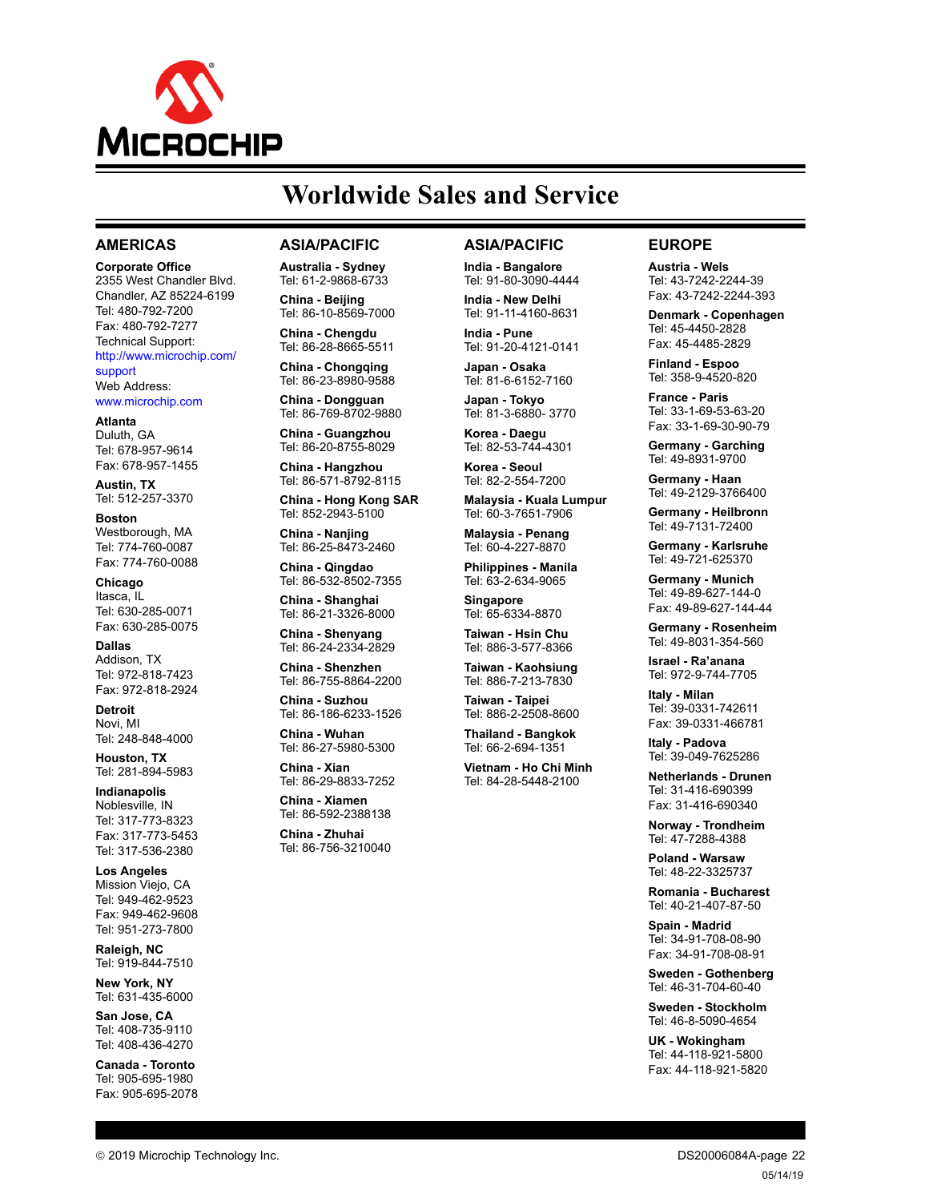MICROCHIP

# Worldwide Sales and Service

## AMERICAS

**Corporate Office**
2355 West Chandler Blvd.
Chandler, AZ 85224-6199
Tel: 480-792-7200
Fax: 480-792-7277
Technical Support:
http://www.microchip.com/support
Web Address:
www.microchip.com

**Atlanta**
Duluth, GA
Tel: 678-957-9614
Fax: 678-957-1455

**Austin, TX**
Tel: 512-257-3370

**Boston**
Westborough, MA
Tel: 774-760-0087
Fax: 774-760-0088

**Chicago**
Itasca, IL
Tel: 630-285-0071
Fax: 630-285-0075

**Dallas**
Addison, TX
Tel: 972-818-7423
Fax: 972-818-2924

**Detroit**
Novi, MI
Tel: 248-848-4000

**Houston, TX**
Tel: 281-894-5983

**Indianapolis**
Noblesville, IN
Tel: 317-773-8323
Fax: 317-773-5453
Tel: 317-536-2380

**Los Angeles**
Mission Viejo, CA
Tel: 949-462-9523
Fax: 949-462-9608
Tel: 951-273-7800

**Raleigh, NC**
Tel: 919-844-7510

**New York, NY**
Tel: 631-435-6000

**San Jose, CA**
Tel: 408-735-9110
Tel: 408-436-4270

**Canada - Toronto**
Tel: 905-695-1980
Fax: 905-695-2078

## ASIA/PACIFIC

**Australia - Sydney**
Tel: 61-2-9868-6733

**China - Beijing**
Tel: 86-10-8569-7000

**China - Chengdu**
Tel: 86-28-8665-5511

**China - Chongqing**
Tel: 86-23-8980-9588

**China - Dongguan**
Tel: 86-769-8702-9880

**China - Guangzhou**
Tel: 86-20-8755-8029

**China - Hangzhou**
Tel: 86-571-8792-8115

**China - Hong Kong SAR**
Tel: 852-2943-5100

**China - Nanjing**
Tel: 86-25-8473-2460

**China - Qingdao**
Tel: 86-532-8502-7355

**China - Shanghai**
Tel: 86-21-3326-8000

**China - Shenyang**
Tel: 86-24-2334-2829

**China - Shenzhen**
Tel: 86-755-8864-2200

**China - Suzhou**
Tel: 86-186-6233-1526

**China - Wuhan**
Tel: 86-27-5980-5300

**China - Xian**
Tel: 86-29-8833-7252

**China - Xiamen**
Tel: 86-592-2388138

**China - Zhuhai**
Tel: 86-756-3210040

## ASIA/PACIFIC

**India - Bangalore**
Tel: 91-80-3090-4444

**India - New Delhi**
Tel: 91-11-4160-8631

**India - Pune**
Tel: 91-20-4121-0141

**Japan - Osaka**
Tel: 81-6-6152-7160

**Japan - Tokyo**
Tel: 81-3-6880- 3770

**Korea - Daegu**
Tel: 82-53-744-4301

**Korea - Seoul**
Tel: 82-2-554-7200

**Malaysia - Kuala Lumpur**
Tel: 60-3-7651-7906

**Malaysia - Penang**
Tel: 60-4-227-8870

**Philippines - Manila**
Tel: 63-2-634-9065

**Singapore**
Tel: 65-6334-8870

**Taiwan - Hsin Chu**
Tel: 886-3-577-8366

**Taiwan - Kaohsiung**
Tel: 886-7-213-7830

**Taiwan - Taipei**
Tel: 886-2-2508-8600

**Thailand - Bangkok**
Tel: 66-2-694-1351

**Vietnam - Ho Chi Minh**
Tel: 84-28-5448-2100

## EUROPE

**Austria - Wels**
Tel: 43-7242-2244-39
Fax: 43-7242-2244-393

**Denmark - Copenhagen**
Tel: 45-4450-2828
Fax: 45-4485-2829

**Finland - Espoo**
Tel: 358-9-4520-820

**France - Paris**
Tel: 33-1-69-53-63-20
Fax: 33-1-69-30-90-79

**Germany - Garching**
Tel: 49-8931-9700

**Germany - Haan**
Tel: 49-2129-3766400

**Germany - Heilbronn**
Tel: 49-7131-72400

**Germany - Karlsruhe**
Tel: 49-721-625370

**Germany - Munich**
Tel: 49-89-627-144-0
Fax: 49-89-627-144-44

**Germany - Rosenheim**
Tel: 49-8031-354-560

**Israel - Ra'anana**
Tel: 972-9-744-7705

**Italy - Milan**
Tel: 39-0331-742611
Fax: 39-0331-466781

**Italy - Padova**
Tel: 39-049-7625286

**Netherlands - Drunen**
Tel: 31-416-690399
Fax: 31-416-690340

**Norway - Trondheim**
Tel: 47-7288-4388

**Poland - Warsaw**
Tel: 48-22-3325737

**Romania - Bucharest**
Tel: 40-21-407-87-50

**Spain - Madrid**
Tel: 34-91-708-08-90
Fax: 34-91-708-08-91

**Sweden - Gothenberg**
Tel: 46-31-704-60-40

**Sweden - Stockholm**
Tel: 46-8-5090-4654

**UK - Wokingham**
Tel: 44-118-921-5800
Fax: 44-118-921-5820

05/14/19